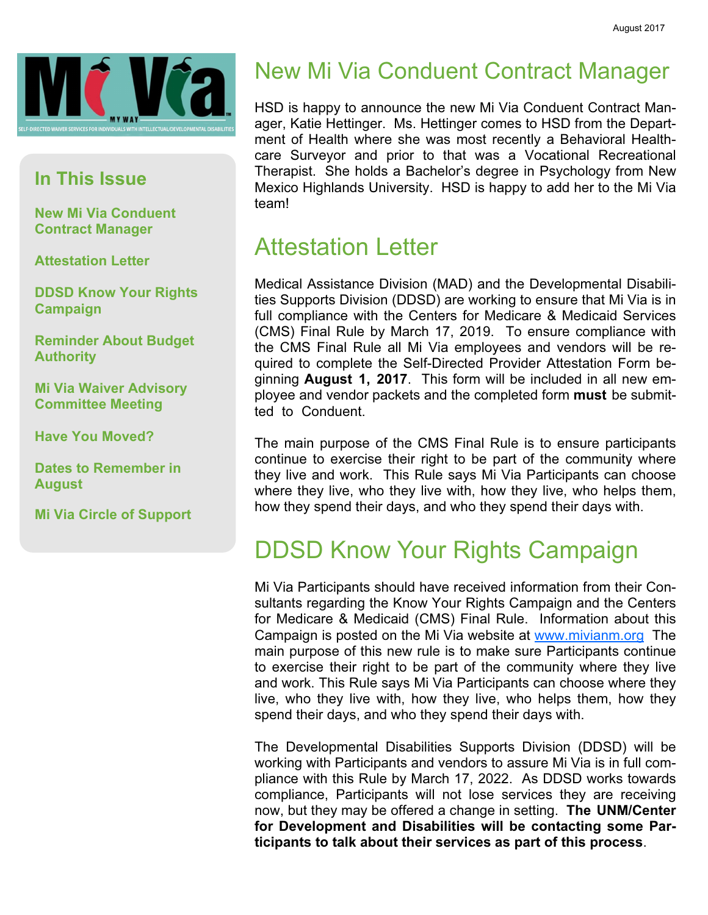August 2017

Mi Via

MY WAY

SELF-DIRECTED WAIVER SERVICES FOR INDIVIDUALS WITH INTELLECTUAL/DEVELOPMENTAL DISABILITIES

## In This Issue

**New Mi Via Conduent Contract Manager**

**Attestation Letter**

**DDSD Know Your Rights Campaign**

**Reminder About Budget Authority**

**Mi Via Waiver Advisory Committee Meeting**

**Have You Moved?**

**Dates to Remember in August**

**Mi Via Circle of Support**

# New Mi Via Conduent Contract Manager

HSD is happy to announce the new Mi Via Conduent Contract Manager, Katie Hettinger. Ms. Hettinger comes to HSD from the Department of Health where she was most recently a Behavioral Healthcare Surveyor and prior to that was a Vocational Recreational Therapist. She holds a Bachelor's degree in Psychology from New Mexico Highlands University. HSD is happy to add her to the Mi Via team!

# Attestation Letter

Medical Assistance Division (MAD) and the Developmental Disabilities Supports Division (DDSD) are working to ensure that Mi Via is in full compliance with the Centers for Medicare & Medicaid Services (CMS) Final Rule by March 17, 2019. To ensure compliance with the CMS Final Rule all Mi Via employees and vendors will be required to complete the Self-Directed Provider Attestation Form beginning **August 1, 2017**. This form will be included in all new employee and vendor packets and the completed form **must** be submitted to Conduent.

The main purpose of the CMS Final Rule is to ensure participants continue to exercise their right to be part of the community where they live and work. This Rule says Mi Via Participants can choose where they live, who they live with, how they live, who helps them, how they spend their days, and who they spend their days with.

# DDSD Know Your Rights Campaign

Mi Via Participants should have received information from their Consultants regarding the Know Your Rights Campaign and the Centers for Medicare & Medicaid (CMS) Final Rule. Information about this Campaign is posted on the Mi Via website at www.mivianm.org The main purpose of this new rule is to make sure Participants continue to exercise their right to be part of the community where they live and work. This Rule says Mi Via Participants can choose where they live, who they live with, how they live, who helps them, how they spend their days, and who they spend their days with.

The Developmental Disabilities Supports Division (DDSD) will be working with Participants and vendors to assure Mi Via is in full compliance with this Rule by March 17, 2022. As DDSD works towards compliance, Participants will not lose services they are receiving now, but they may be offered a change in setting. **The UNM/Center for Development and Disabilities will be contacting some Participants to talk about their services as part of this process**.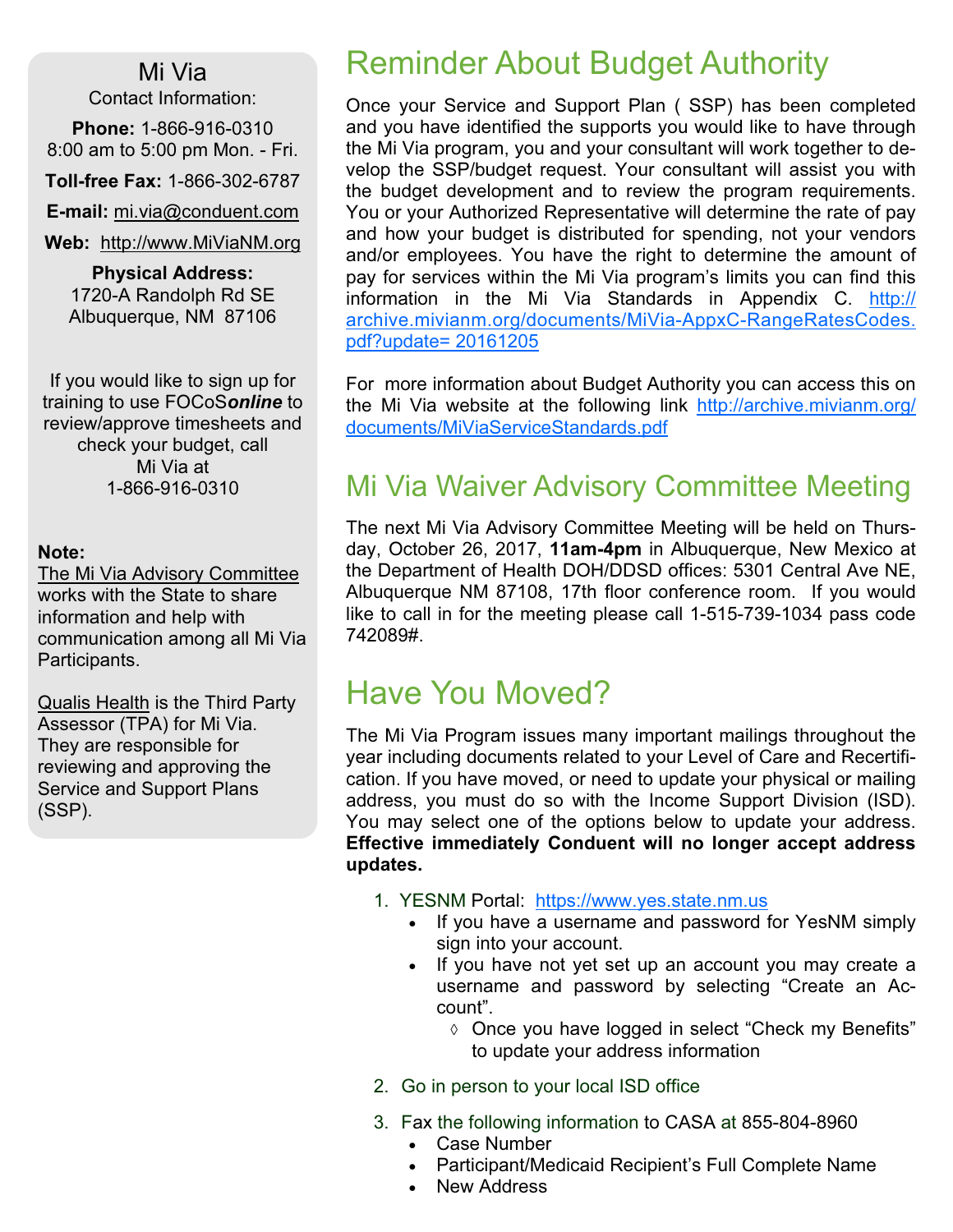## Mi Via

Contact Information:

**Phone:** 1-866-916-0310
8:00 am to 5:00 pm Mon. - Fri.

**Toll-free Fax:** 1-866-302-6787

**E-mail:** mi.via@conduent.com

**Web:** http://www.MiViaNM.org

**Physical Address:**
1720-A Randolph Rd SE
Albuquerque, NM 87106

If you would like to sign up for training to use FOCoS***online*** to review/approve timesheets and check your budget, call Mi Via at 1-866-916-0310

**Note:**
The Mi Via Advisory Committee works with the State to share information and help with communication among all Mi Via Participants.

Qualis Health is the Third Party Assessor (TPA) for Mi Via. They are responsible for reviewing and approving the Service and Support Plans (SSP).

# Reminder About Budget Authority

Once your Service and Support Plan ( SSP) has been completed and you have identified the supports you would like to have through the Mi Via program, you and your consultant will work together to develop the SSP/budget request. Your consultant will assist you with the budget development and to review the program requirements. You or your Authorized Representative will determine the rate of pay and how your budget is distributed for spending, not your vendors and/or employees. You have the right to determine the amount of pay for services within the Mi Via program's limits you can find this information in the Mi Via Standards in Appendix C. http://archive.mivianm.org/documents/MiVia-AppxC-RangeRatesCodes.pdf?update= 20161205

For more information about Budget Authority you can access this on the Mi Via website at the following link http://archive.mivianm.org/documents/MiViaServiceStandards.pdf

# Mi Via Waiver Advisory Committee Meeting

The next Mi Via Advisory Committee Meeting will be held on Thursday, October 26, 2017, **11am-4pm** in Albuquerque, New Mexico at the Department of Health DOH/DDSD offices: 5301 Central Ave NE, Albuquerque NM 87108, 17th floor conference room. If you would like to call in for the meeting please call 1-515-739-1034 pass code 742089#.

# Have You Moved?

The Mi Via Program issues many important mailings throughout the year including documents related to your Level of Care and Recertification. If you have moved, or need to update your physical or mailing address, you must do so with the Income Support Division (ISD). You may select one of the options below to update your address. **Effective immediately Conduent will no longer accept address updates.**

1. YESNM Portal: https://www.yes.state.nm.us
   - If you have a username and password for YesNM simply sign into your account.
   - If you have not yet set up an account you may create a username and password by selecting "Create an Account".
     - Once you have logged in select "Check my Benefits" to update your address information
2. Go in person to your local ISD office
3. Fax the following information to CASA at 855-804-8960
   - Case Number
   - Participant/Medicaid Recipient's Full Complete Name
   - New Address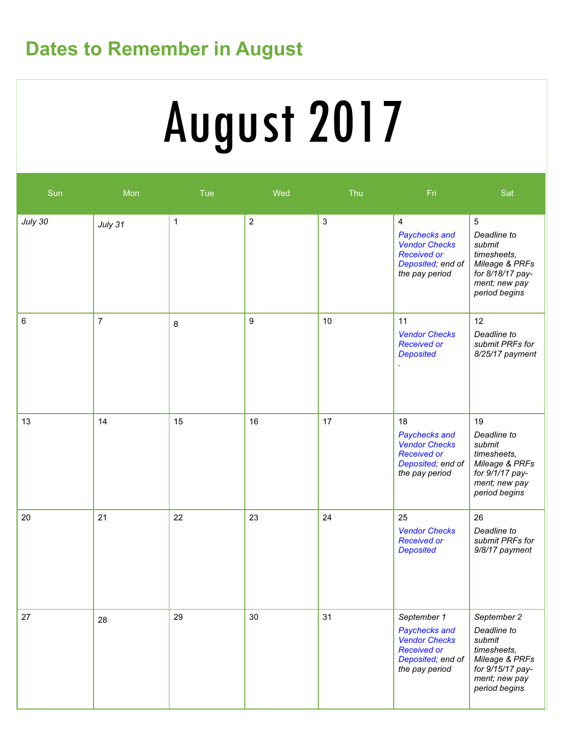## Dates to Remember in August

# August 2017

| Sun | Mon | Tue | Wed | Thu | Fri | Sat |
|---|---|---|---|---|---|---|
| *July 30* | *July 31* | 1 | 2 | 3 | 4 *Paychecks and Vendor Checks Received or Deposited; end of the pay period* | 5 *Deadline to submit timesheets, Mileage & PRFs for 8/18/17 pay-ment; new pay period begins* |
| 6 | 7 | 8 | 9 | 10 | 11 *Vendor Checks Received or Deposited* . | 12 *Deadline to submit PRFs for 8/25/17 payment* |
| 13 | 14 | 15 | 16 | 17 | 18 *Paychecks and Vendor Checks Received or Deposited; end of the pay period* | 19 *Deadline to submit timesheets, Mileage & PRFs for 9/1/17 pay-ment; new pay period begins* |
| 20 | 21 | 22 | 23 | 24 | 25 *Vendor Checks Received or Deposited* | 26 *Deadline to submit PRFs for 9/8/17 payment* |
| 27 | 28 | 29 | 30 | 31 | *September 1* *Paychecks and Vendor Checks Received or Deposited; end of the pay period* | *September 2* *Deadline to submit timesheets, Mileage & PRFs for 9/15/17 pay-ment; new pay period begins* |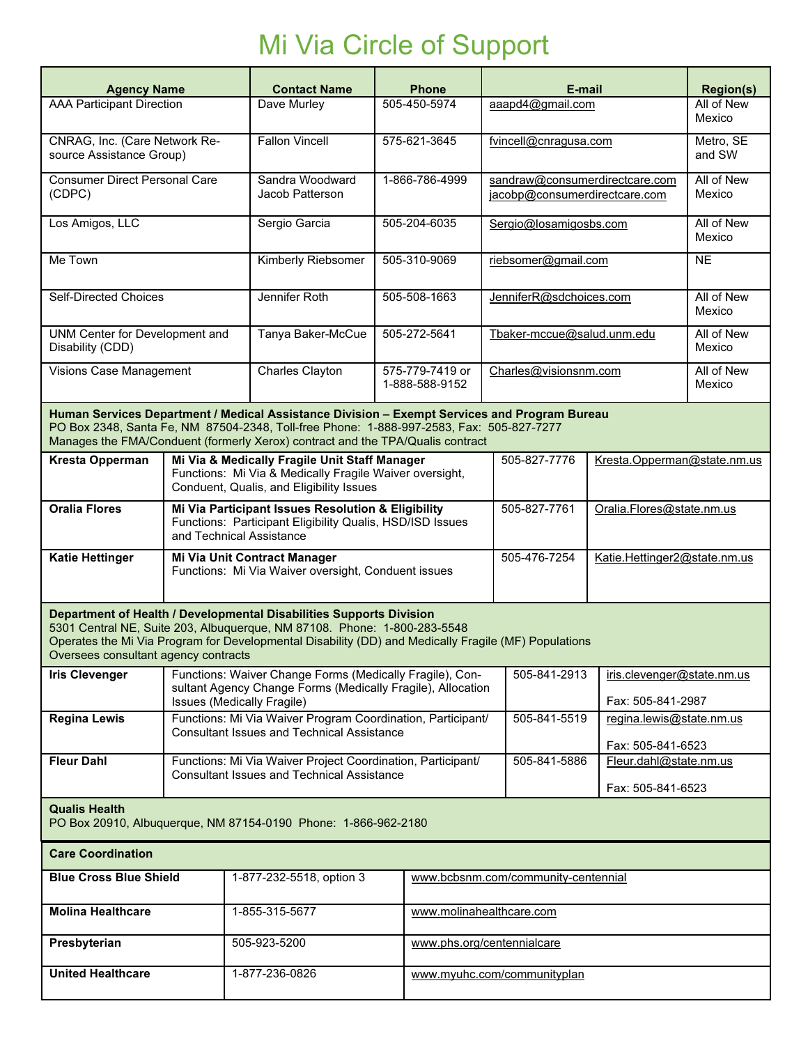# Mi Via Circle of Support

| Agency Name | Contact Name | Phone | E-mail | Region(s) |
|---|---|---|---|---|
| AAA Participant Direction | Dave Murley | 505-450-5974 | aaapd4@gmail.com | All of New Mexico |
| CNRAG, Inc. (Care Network Resource Assistance Group) | Fallon Vincell | 575-621-3645 | fvincell@cnragusa.com | Metro, SE and SW |
| Consumer Direct Personal Care (CDPC) | Sandra Woodward<br>Jacob Patterson | 1-866-786-4999 | sandraw@consumerdirectcare.com<br>jacobp@consumerdirectcare.com | All of New Mexico |
| Los Amigos, LLC | Sergio Garcia | 505-204-6035 | Sergio@losamigosbs.com | All of New Mexico |
| Me Town | Kimberly Riebsomer | 505-310-9069 | riebsomer@gmail.com | NE |
| Self-Directed Choices | Jennifer Roth | 505-508-1663 | JenniferR@sdchoices.com | All of New Mexico |
| UNM Center for Development and Disability (CDD) | Tanya Baker-McCue | 505-272-5641 | Tbaker-mccue@salud.unm.edu | All of New Mexico |
| Visions Case Management | Charles Clayton | 575-779-7419 or 1-888-588-9152 | Charles@visionsnm.com | All of New Mexico |

**Human Services Department / Medical Assistance Division – Exempt Services and Program Bureau**
PO Box 2348, Santa Fe, NM 87504-2348, Toll-free Phone: 1-888-997-2583, Fax: 505-827-7277
Manages the FMA/Conduent (formerly Xerox) contract and the TPA/Qualis contract

| | | | |
|---|---|---|---|
| **Kresta Opperman** | **Mi Via & Medically Fragile Unit Staff Manager**<br>Functions: Mi Via & Medically Fragile Waiver oversight, Conduent, Qualis, and Eligibility Issues | 505-827-7776 | Kresta.Opperman@state.nm.us |
| **Oralia Flores** | **Mi Via Participant Issues Resolution & Eligibility**<br>Functions: Participant Eligibility Qualis, HSD/ISD Issues and Technical Assistance | 505-827-7761 | Oralia.Flores@state.nm.us |
| **Katie Hettinger** | **Mi Via Unit Contract Manager**<br>Functions: Mi Via Waiver oversight, Conduent issues | 505-476-7254 | Katie.Hettinger2@state.nm.us |

**Department of Health / Developmental Disabilities Supports Division**
5301 Central NE, Suite 203, Albuquerque, NM 87108. Phone: 1-800-283-5548
Operates the Mi Via Program for Developmental Disability (DD) and Medically Fragile (MF) Populations
Oversees consultant agency contracts

| | | | |
|---|---|---|---|
| **Iris Clevenger** | Functions: Waiver Change Forms (Medically Fragile), Consultant Agency Change Forms (Medically Fragile), Allocation Issues (Medically Fragile) | 505-841-2913 | iris.clevenger@state.nm.us<br>Fax: 505-841-2987 |
| **Regina Lewis** | Functions: Mi Via Waiver Program Coordination, Participant/ Consultant Issues and Technical Assistance | 505-841-5519 | regina.lewis@state.nm.us<br>Fax: 505-841-6523 |
| **Fleur Dahl** | Functions: Mi Via Waiver Project Coordination, Participant/ Consultant Issues and Technical Assistance | 505-841-5886 | Fleur.dahl@state.nm.us<br>Fax: 505-841-6523 |

**Qualis Health**
PO Box 20910, Albuquerque, NM 87154-0190 Phone: 1-866-962-2180

**Care Coordination**

| | | |
|---|---|---|
| **Blue Cross Blue Shield** | 1-877-232-5518, option 3 | www.bcbsnm.com/community-centennial |
| **Molina Healthcare** | 1-855-315-5677 | www.molinahealthcare.com |
| **Presbyterian** | 505-923-5200 | www.phs.org/centennialcare |
| **United Healthcare** | 1-877-236-0826 | www.myuhc.com/communityplan |